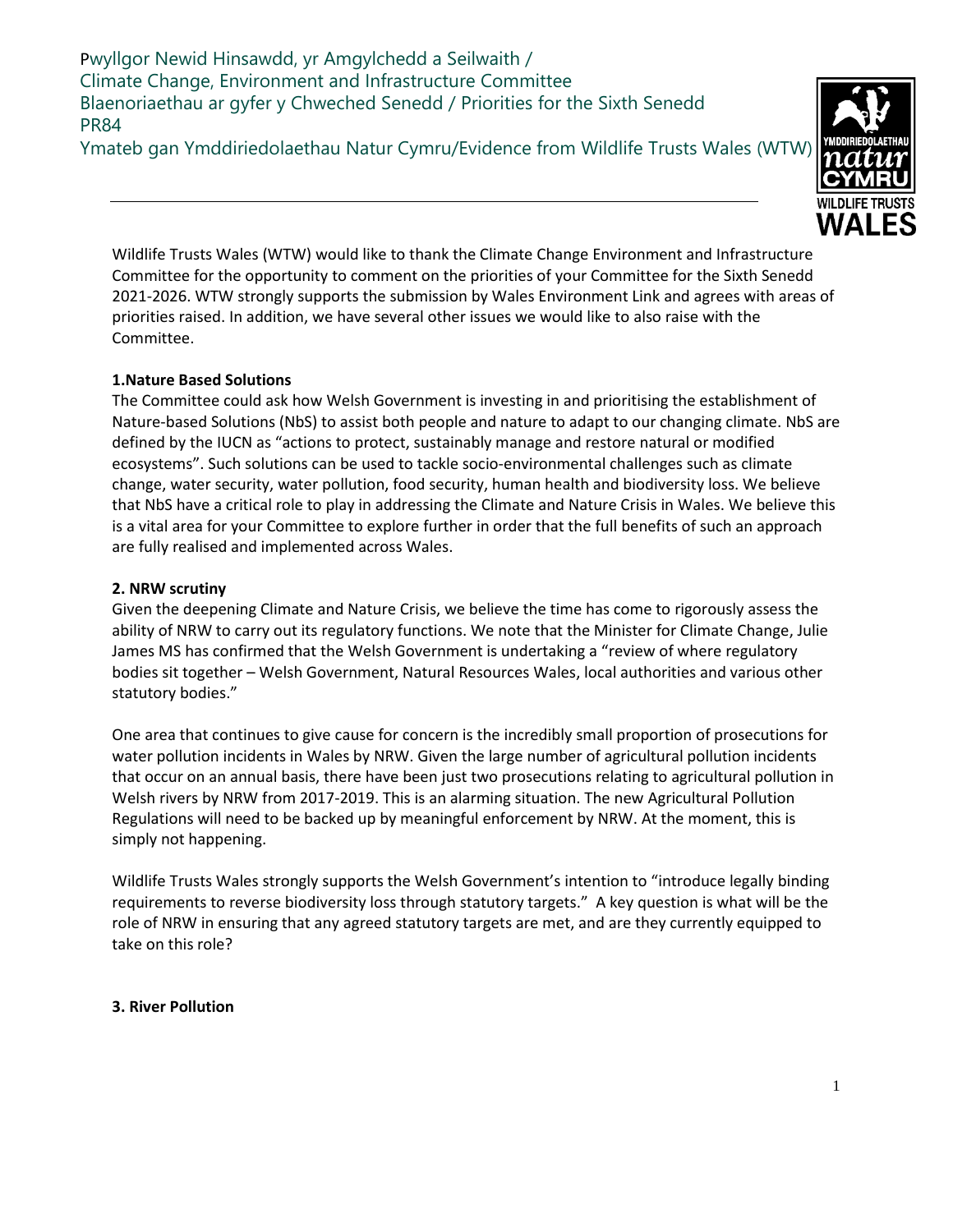Pwyllgor Newid Hinsawdd, yr Amgylchedd a Seilwaith /
Climate Change, Environment and Infrastructure Committee
Blaenoriaethau ar gyfer y Chweched Senedd / Priorities for the Sixth Senedd
PR84
Ymateb gan Ymddiriedolaethau Natur Cymru/Evidence from Wildlife Trusts Wales (WTW)

---

Wildlife Trusts Wales (WTW) would like to thank the Climate Change Environment and Infrastructure Committee for the opportunity to comment on the priorities of your Committee for the Sixth Senedd 2021-2026. WTW strongly supports the submission by Wales Environment Link and agrees with areas of priorities raised. In addition, we have several other issues we would like to also raise with the Committee.

**1.Nature Based Solutions**

The Committee could ask how Welsh Government is investing in and prioritising the establishment of Nature-based Solutions (NbS) to assist both people and nature to adapt to our changing climate. NbS are defined by the IUCN as "actions to protect, sustainably manage and restore natural or modified ecosystems". Such solutions can be used to tackle socio-environmental challenges such as climate change, water security, water pollution, food security, human health and biodiversity loss. We believe that NbS have a critical role to play in addressing the Climate and Nature Crisis in Wales. We believe this is a vital area for your Committee to explore further in order that the full benefits of such an approach are fully realised and implemented across Wales.

**2. NRW scrutiny**

Given the deepening Climate and Nature Crisis, we believe the time has come to rigorously assess the ability of NRW to carry out its regulatory functions. We note that the Minister for Climate Change, Julie James MS has confirmed that the Welsh Government is undertaking a "review of where regulatory bodies sit together – Welsh Government, Natural Resources Wales, local authorities and various other statutory bodies."

One area that continues to give cause for concern is the incredibly small proportion of prosecutions for water pollution incidents in Wales by NRW. Given the large number of agricultural pollution incidents that occur on an annual basis, there have been just two prosecutions relating to agricultural pollution in Welsh rivers by NRW from 2017-2019. This is an alarming situation. The new Agricultural Pollution Regulations will need to be backed up by meaningful enforcement by NRW. At the moment, this is simply not happening.

Wildlife Trusts Wales strongly supports the Welsh Government's intention to "introduce legally binding requirements to reverse biodiversity loss through statutory targets." A key question is what will be the role of NRW in ensuring that any agreed statutory targets are met, and are they currently equipped to take on this role?

**3. River Pollution**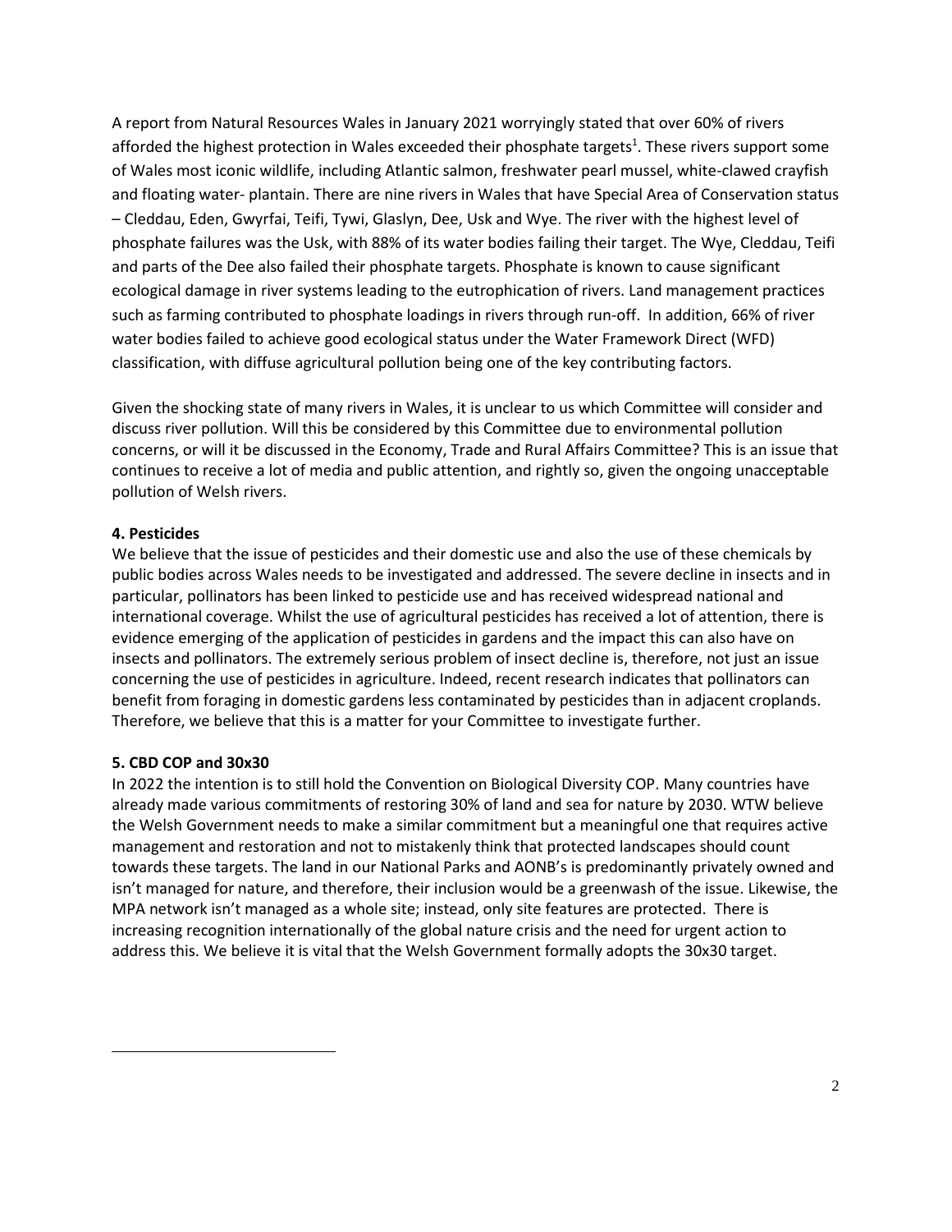A report from Natural Resources Wales in January 2021 worryingly stated that over 60% of rivers afforded the highest protection in Wales exceeded their phosphate targets[1]. These rivers support some of Wales most iconic wildlife, including Atlantic salmon, freshwater pearl mussel, white-clawed crayfish and floating water- plantain. There are nine rivers in Wales that have Special Area of Conservation status – Cleddau, Eden, Gwyrfai, Teifi, Tywi, Glaslyn, Dee, Usk and Wye. The river with the highest level of phosphate failures was the Usk, with 88% of its water bodies failing their target. The Wye, Cleddau, Teifi and parts of the Dee also failed their phosphate targets. Phosphate is known to cause significant ecological damage in river systems leading to the eutrophication of rivers. Land management practices such as farming contributed to phosphate loadings in rivers through run-off. In addition, 66% of river water bodies failed to achieve good ecological status under the Water Framework Direct (WFD) classification, with diffuse agricultural pollution being one of the key contributing factors.

Given the shocking state of many rivers in Wales, it is unclear to us which Committee will consider and discuss river pollution. Will this be considered by this Committee due to environmental pollution concerns, or will it be discussed in the Economy, Trade and Rural Affairs Committee? This is an issue that continues to receive a lot of media and public attention, and rightly so, given the ongoing unacceptable pollution of Welsh rivers.

**4. Pesticides**

We believe that the issue of pesticides and their domestic use and also the use of these chemicals by public bodies across Wales needs to be investigated and addressed. The severe decline in insects and in particular, pollinators has been linked to pesticide use and has received widespread national and international coverage. Whilst the use of agricultural pesticides has received a lot of attention, there is evidence emerging of the application of pesticides in gardens and the impact this can also have on insects and pollinators. The extremely serious problem of insect decline is, therefore, not just an issue concerning the use of pesticides in agriculture. Indeed, recent research indicates that pollinators can benefit from foraging in domestic gardens less contaminated by pesticides than in adjacent croplands. Therefore, we believe that this is a matter for your Committee to investigate further.

**5. CBD COP and 30x30**

In 2022 the intention is to still hold the Convention on Biological Diversity COP. Many countries have already made various commitments of restoring 30% of land and sea for nature by 2030. WTW believe the Welsh Government needs to make a similar commitment but a meaningful one that requires active management and restoration and not to mistakenly think that protected landscapes should count towards these targets. The land in our National Parks and AONB's is predominantly privately owned and isn't managed for nature, and therefore, their inclusion would be a greenwash of the issue. Likewise, the MPA network isn't managed as a whole site; instead, only site features are protected. There is increasing recognition internationally of the global nature crisis and the need for urgent action to address this. We believe it is vital that the Welsh Government formally adopts the 30x30 target.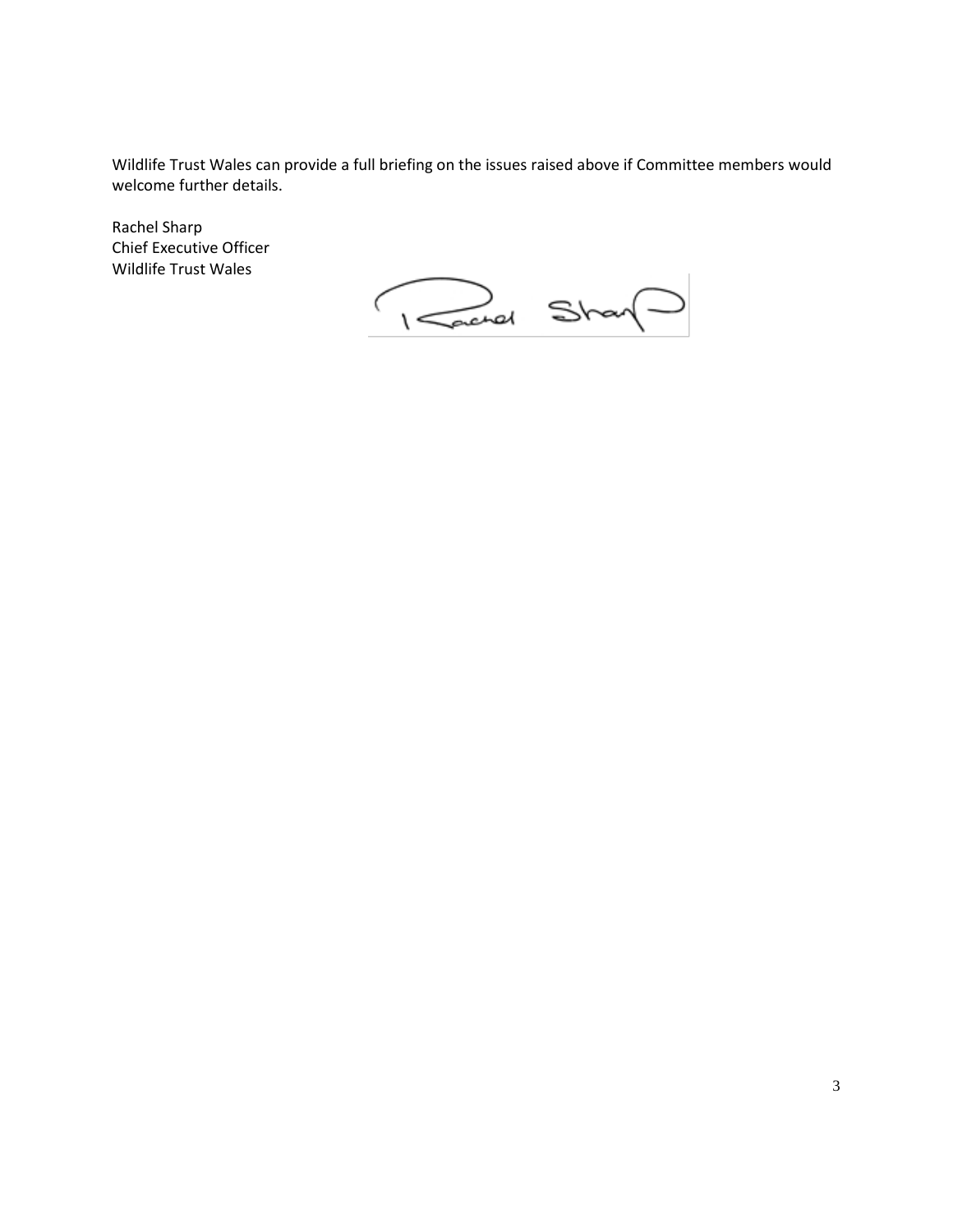Wildlife Trust Wales can provide a full briefing on the issues raised above if Committee members would welcome further details.

Rachel Sharp
Chief Executive Officer
Wildlife Trust Wales